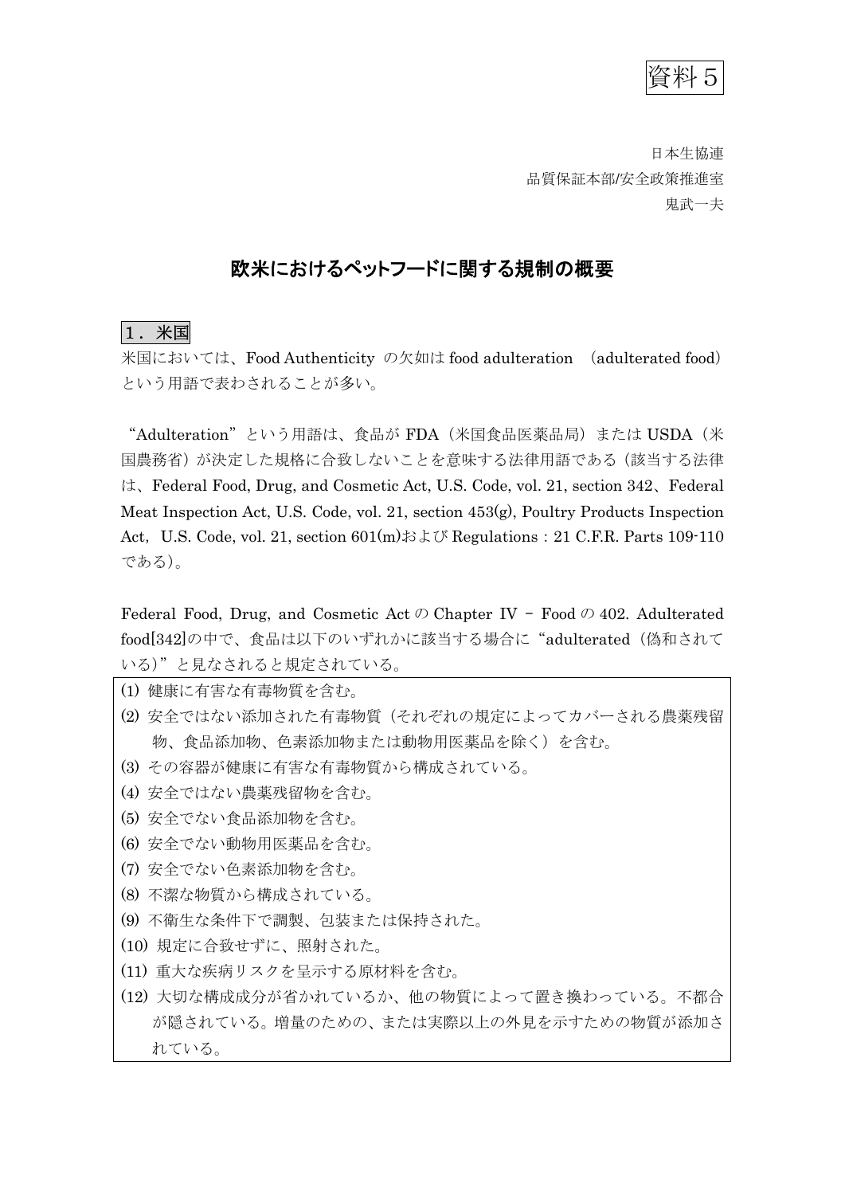資料５

日本生協連
品質保証本部/安全政策推進室
鬼武一夫

# 欧米におけるペットフードに関する規制の概要

## １．米国

米国においては、Food Authenticity の欠如は food adulteration （adulterated food）という用語で表わされることが多い。

“Adulteration”という用語は、食品が FDA（米国食品医薬品局）または USDA（米国農務省）が決定した規格に合致しないことを意味する法律用語である（該当する法律は、Federal Food, Drug, and Cosmetic Act, U.S. Code, vol. 21, section 342、Federal Meat Inspection Act, U.S. Code, vol. 21, section 453(g), Poultry Products Inspection Act, U.S. Code, vol. 21, section 601(m)および Regulations：21 C.F.R. Parts 109-110 である）。

Federal Food, Drug, and Cosmetic Act の Chapter IV – Food の 402. Adulterated food[342]の中で、食品は以下のいずれかに該当する場合に“adulterated（偽和されている）”と見なされると規定されている。

(1) 健康に有害な有毒物質を含む。
(2) 安全ではない添加された有毒物質（それぞれの規定によってカバーされる農薬残留物、食品添加物、色素添加物または動物用医薬品を除く）を含む。
(3) その容器が健康に有害な有毒物質から構成されている。
(4) 安全ではない農薬残留物を含む。
(5) 安全でない食品添加物を含む。
(6) 安全でない動物用医薬品を含む。
(7) 安全でない色素添加物を含む。
(8) 不潔な物質から構成されている。
(9) 不衛生な条件下で調製、包装または保持された。
(10) 規定に合致せずに、照射された。
(11) 重大な疾病リスクを呈示する原材料を含む。
(12) 大切な構成成分が省かれているか、他の物質によって置き換わっている。不都合が隠されている。増量のための、または実際以上の外見を示すための物質が添加されている。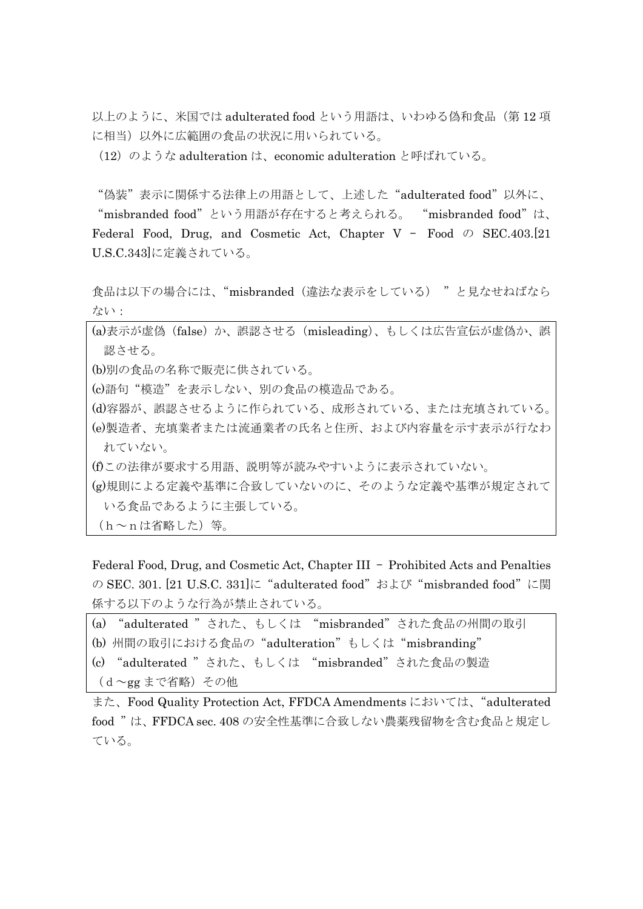以上のように、米国では adulterated food という用語は、いわゆる偽和食品（第 12 項に相当）以外に広範囲の食品の状況に用いられている。

（12）のような adulteration は、economic adulteration と呼ばれている。

“偽装”表示に関係する法律上の用語として、上述した“adulterated food”以外に、“misbranded food”という用語が存在すると考えられる。 “misbranded food”は、Federal Food, Drug, and Cosmetic Act, Chapter V – Food の SEC.403.[21 U.S.C.343]に定義されている。

食品は以下の場合には、“misbranded（違法な表示をしている）”と見なせねばならない：

(a)表示が虚偽（false）か、誤認させる（misleading）、もしくは広告宣伝が虚偽か、誤認させる。
(b)別の食品の名称で販売に供されている。
(c)語句“模造”を表示しない、別の食品の模造品である。
(d)容器が、誤認させるように作られている、成形されている、または充填されている。
(e)製造者、充填業者または流通業者の氏名と住所、および内容量を示す表示が行なわれていない。
(f)この法律が要求する用語、説明等が読みやすいように表示されていない。
(g)規則による定義や基準に合致していないのに、そのような定義や基準が規定されている食品であるように主張している。
（ｈ～ｎは省略した）等。

Federal Food, Drug, and Cosmetic Act, Chapter III – Prohibited Acts and Penalties の SEC. 301. [21 U.S.C. 331]に“adulterated food”および“misbranded food”に関係する以下のような行為が禁止されている。

(a) “adulterated ”された、もしくは “misbranded”された食品の州間の取引
(b) 州間の取引における食品の“adulteration”もしくは“misbranding”
(c) “adulterated ”された、もしくは “misbranded”された食品の製造
（ｄ～gg まで省略）その他

また、Food Quality Protection Act, FFDCA Amendments においては、“adulterated food ”は、FFDCA sec. 408 の安全性基準に合致しない農薬残留物を含む食品と規定している。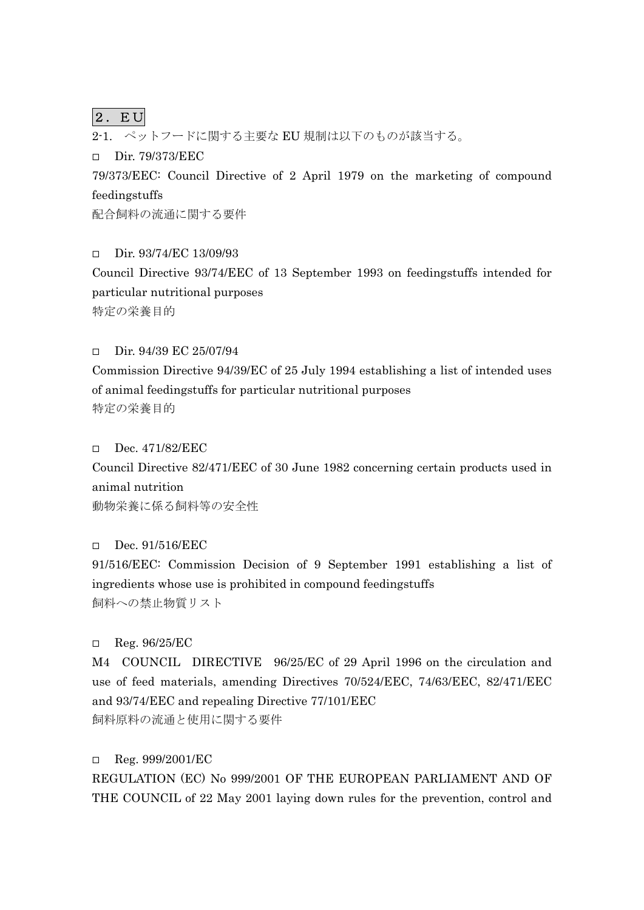## 2．EU

2-1.　ペットフードに関する主要な EU 規制は以下のものが該当する。

- □　Dir. 79/373/EEC

79/373/EEC: Council Directive of 2 April 1979 on the marketing of compound feedingstuffs
配合飼料の流通に関する要件

- □　Dir. 93/74/EC 13/09/93

Council Directive 93/74/EEC of 13 September 1993 on feedingstuffs intended for particular nutritional purposes
特定の栄養目的

- □　Dir. 94/39 EC 25/07/94

Commission Directive 94/39/EC of 25 July 1994 establishing a list of intended uses of animal feedingstuffs for particular nutritional purposes
特定の栄養目的

- □　Dec. 471/82/EEC

Council Directive 82/471/EEC of 30 June 1982 concerning certain products used in animal nutrition
動物栄養に係る飼料等の安全性

- □　Dec. 91/516/EEC

91/516/EEC: Commission Decision of 9 September 1991 establishing a list of ingredients whose use is prohibited in compound feedingstuffs
飼料への禁止物質リスト

- □　Reg. 96/25/EC

M4　COUNCIL　DIRECTIVE　96/25/EC of 29 April 1996 on the circulation and use of feed materials, amending Directives 70/524/EEC, 74/63/EEC, 82/471/EEC and 93/74/EEC and repealing Directive 77/101/EEC
飼料原料の流通と使用に関する要件

- □　Reg. 999/2001/EC

REGULATION (EC) No 999/2001 OF THE EUROPEAN PARLIAMENT AND OF THE COUNCIL of 22 May 2001 laying down rules for the prevention, control and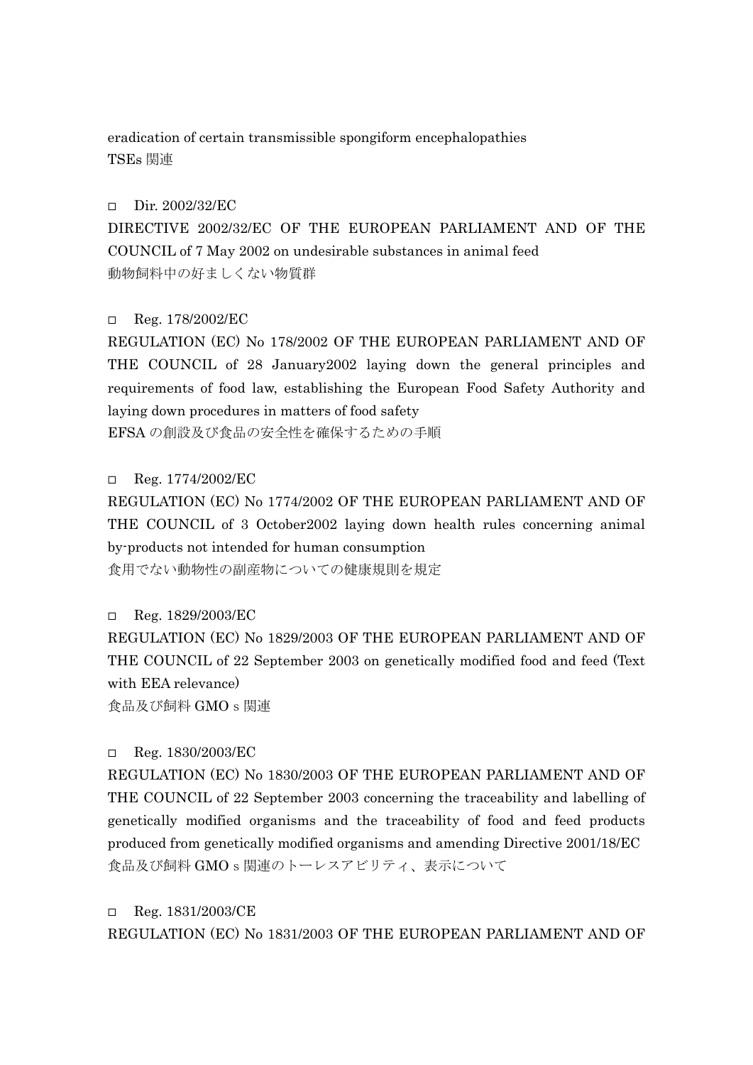eradication of certain transmissible spongiform encephalopathies
TSEs 関連

□ Dir. 2002/32/EC

DIRECTIVE 2002/32/EC OF THE EUROPEAN PARLIAMENT AND OF THE COUNCIL of 7 May 2002 on undesirable substances in animal feed
動物飼料中の好ましくない物質群

□ Reg. 178/2002/EC

REGULATION (EC) No 178/2002 OF THE EUROPEAN PARLIAMENT AND OF THE COUNCIL of 28 January2002 laying down the general principles and requirements of food law, establishing the European Food Safety Authority and laying down procedures in matters of food safety
EFSA の創設及び食品の安全性を確保するための手順

□ Reg. 1774/2002/EC

REGULATION (EC) No 1774/2002 OF THE EUROPEAN PARLIAMENT AND OF THE COUNCIL of 3 October2002 laying down health rules concerning animal by-products not intended for human consumption
食用でない動物性の副産物についての健康規則を規定

□ Reg. 1829/2003/EC

REGULATION (EC) No 1829/2003 OF THE EUROPEAN PARLIAMENT AND OF THE COUNCIL of 22 September 2003 on genetically modified food and feed (Text with EEA relevance)
食品及び飼料 GMO s 関連

□ Reg. 1830/2003/EC

REGULATION (EC) No 1830/2003 OF THE EUROPEAN PARLIAMENT AND OF THE COUNCIL of 22 September 2003 concerning the traceability and labelling of genetically modified organisms and the traceability of food and feed products produced from genetically modified organisms and amending Directive 2001/18/EC
食品及び飼料 GMO s 関連のトーレスアビリティ、表示について

□ Reg. 1831/2003/CE

REGULATION (EC) No 1831/2003 OF THE EUROPEAN PARLIAMENT AND OF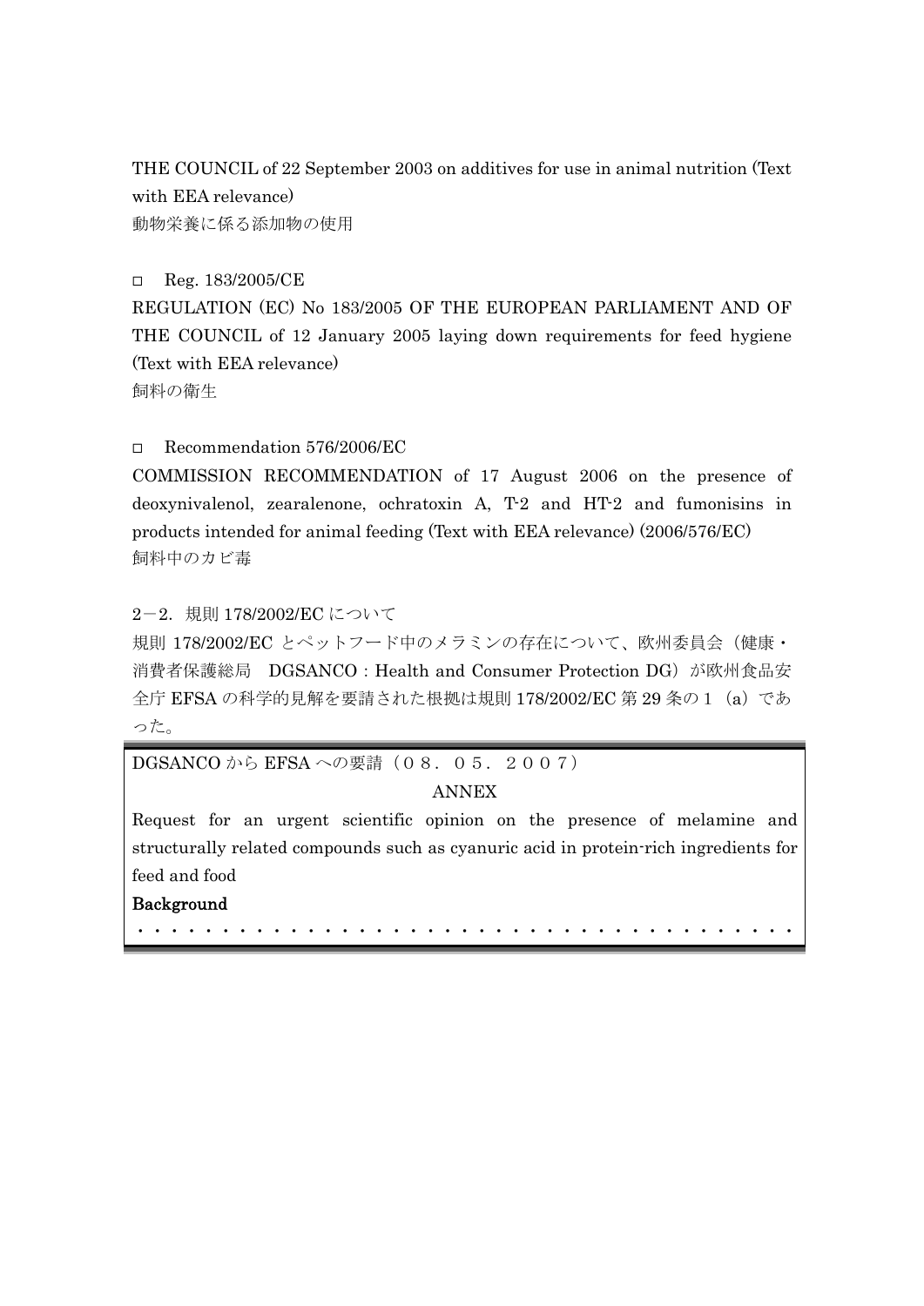THE COUNCIL of 22 September 2003 on additives for use in animal nutrition (Text with EEA relevance)
動物栄養に係る添加物の使用

- Reg. 183/2005/CE

REGULATION (EC) No 183/2005 OF THE EUROPEAN PARLIAMENT AND OF THE COUNCIL of 12 January 2005 laying down requirements for feed hygiene (Text with EEA relevance)
飼料の衛生

- Recommendation 576/2006/EC

COMMISSION RECOMMENDATION of 17 August 2006 on the presence of deoxynivalenol, zearalenone, ochratoxin A, T-2 and HT-2 and fumonisins in products intended for animal feeding (Text with EEA relevance) (2006/576/EC)
飼料中のカビ毒

2－2．規則 178/2002/EC について

規則 178/2002/EC とペットフード中のメラミンの存在について、欧州委員会（健康・消費者保護総局　DGSANCO：Health and Consumer Protection DG）が欧州食品安全庁 EFSA の科学的見解を要請された根拠は規則 178/2002/EC 第 29 条の１（a）であった。

DGSANCO から EFSA への要請（０８．０５．２００７）

ANNEX

Request for an urgent scientific opinion on the presence of melamine and structurally related compounds such as cyanuric acid in protein-rich ingredients for feed and food

**Background**

・・・・・・・・・・・・・・・・・・・・・・・・・・・・・・・・・・・・・・・・・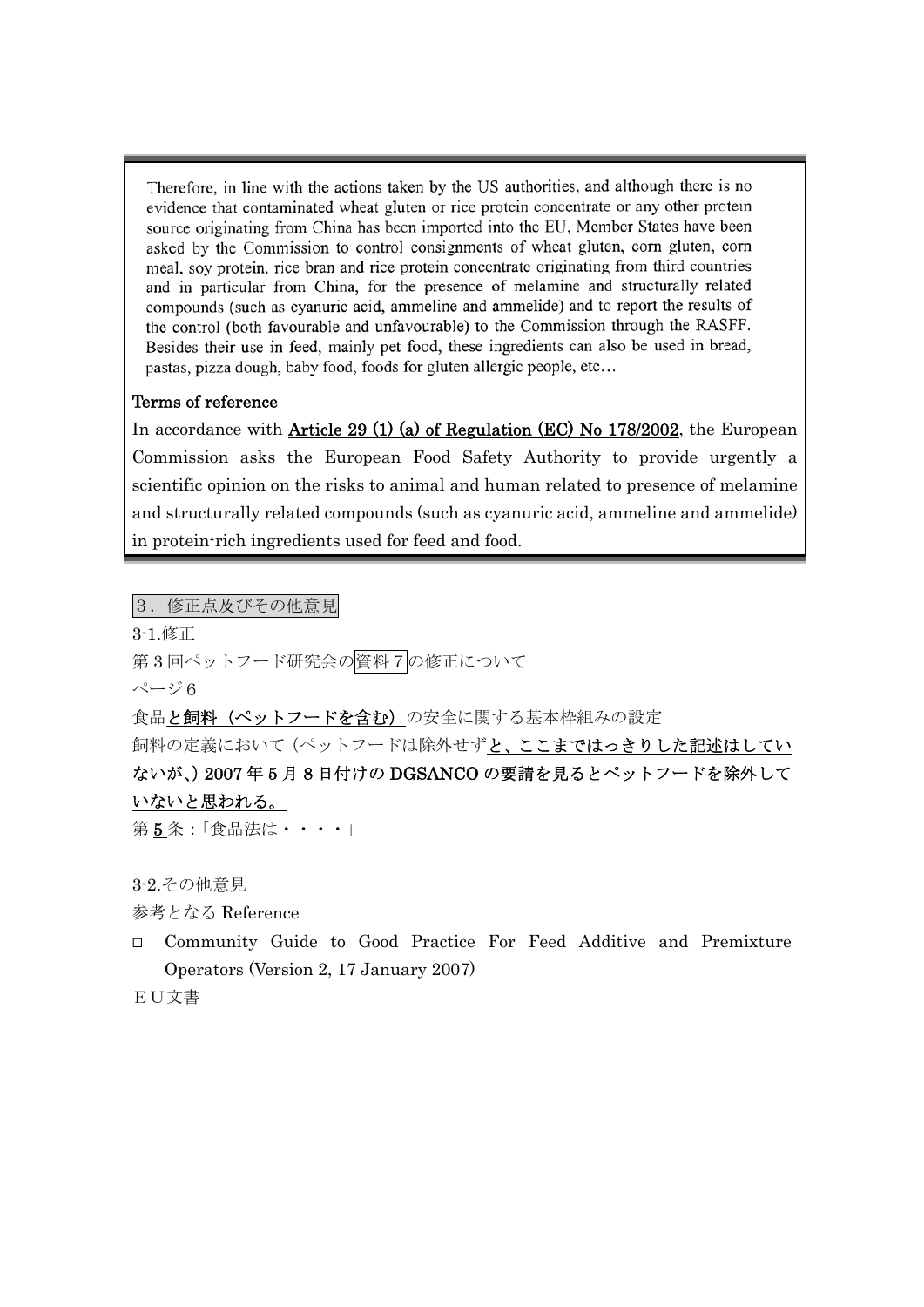Therefore, in line with the actions taken by the US authorities, and although there is no evidence that contaminated wheat gluten or rice protein concentrate or any other protein source originating from China has been imported into the EU, Member States have been asked by the Commission to control consignments of wheat gluten, corn gluten, corn meal, soy protein, rice bran and rice protein concentrate originating from third countries and in particular from China, for the presence of melamine and structurally related compounds (such as cyanuric acid, ammeline and ammelide) and to report the results of the control (both favourable and unfavourable) to the Commission through the RASFF. Besides their use in feed, mainly pet food, these ingredients can also be used in bread, pastas, pizza dough, baby food, foods for gluten allergic people, etc…

**Terms of reference**

In accordance with **Article 29 (1) (a) of Regulation (EC) No 178/2002**, the European Commission asks the European Food Safety Authority to provide urgently a scientific opinion on the risks to animal and human related to presence of melamine and structurally related compounds (such as cyanuric acid, ammeline and ammelide) in protein-rich ingredients used for feed and food.

## ３．修正点及びその他意見

3-1.修正

第３回ペットフード研究会の資料７の修正について

ページ６

食品**と飼料（ペットフードを含む）**の安全に関する基本枠組みの設定

飼料の定義において（ペットフードは除外せず**と、ここまではっきりした記述はしていないが、）2007 年 5 月 8 日付けの DGSANCO の要請を見るとペットフードを除外していないと思われる。**

第**５**条：「食品法は・・・・」

3-2.その他意見

参考となる Reference

- Community Guide to Good Practice For Feed Additive and Premixture Operators (Version 2, 17 January 2007)

ＥＵ文書